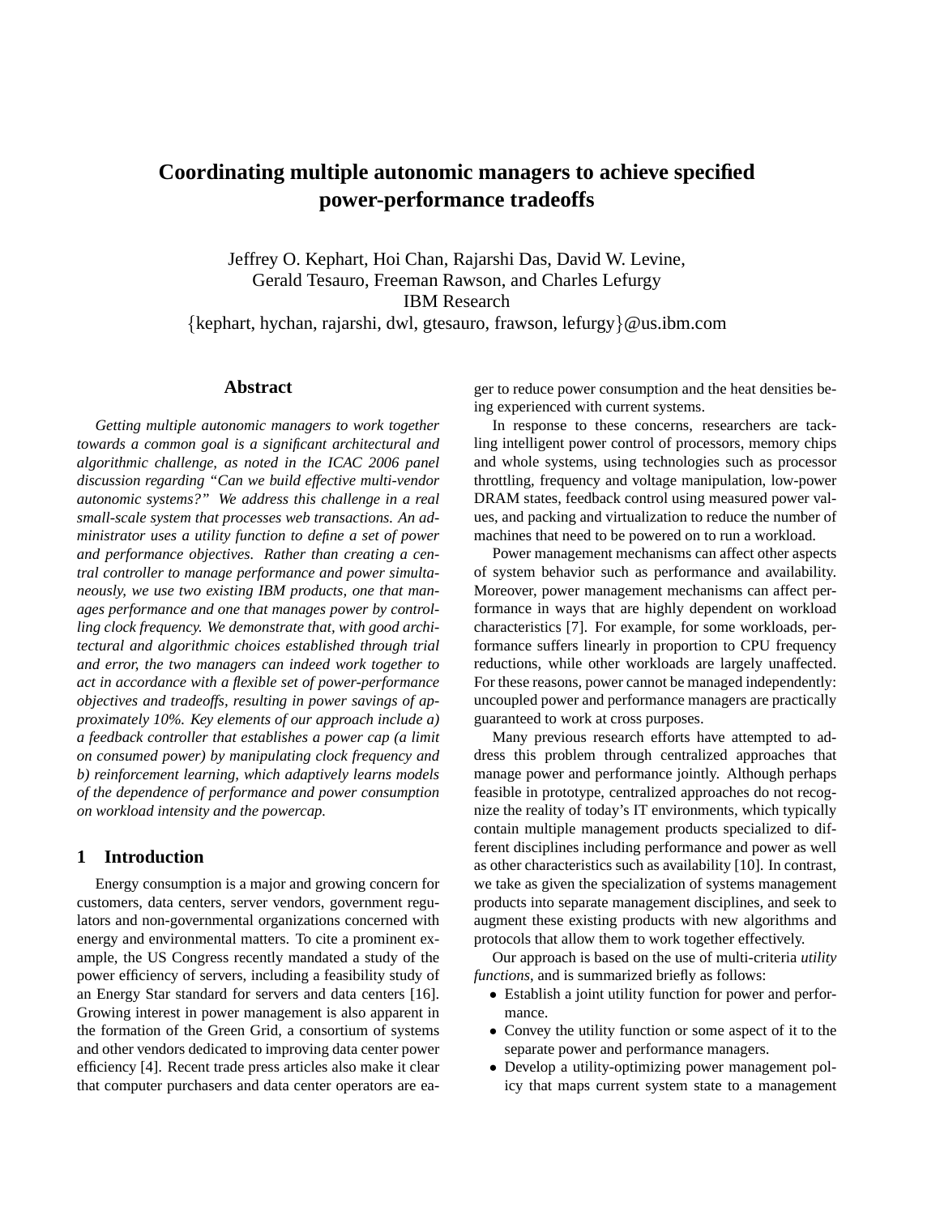# Coordinating multiple autonomic managers to achieve specified power-performance tradeoffs

Jeffrey O. Kephart, Hoi Chan, Rajarshi Das, David W. Levine,
Gerald Tesauro, Freeman Rawson, and Charles Lefurgy
IBM Research
{kephart, hychan, rajarshi, dwl, gtesauro, frawson, lefurgy}@us.ibm.com

## Abstract

*Getting multiple autonomic managers to work together towards a common goal is a significant architectural and algorithmic challenge, as noted in the ICAC 2006 panel discussion regarding "Can we build effective multi-vendor autonomic systems?" We address this challenge in a real small-scale system that processes web transactions. An administrator uses a utility function to define a set of power and performance objectives. Rather than creating a central controller to manage performance and power simultaneously, we use two existing IBM products, one that manages performance and one that manages power by controlling clock frequency. We demonstrate that, with good architectural and algorithmic choices established through trial and error, the two managers can indeed work together to act in accordance with a flexible set of power-performance objectives and tradeoffs, resulting in power savings of approximately 10%. Key elements of our approach include a) a feedback controller that establishes a power cap (a limit on consumed power) by manipulating clock frequency and b) reinforcement learning, which adaptively learns models of the dependence of performance and power consumption on workload intensity and the powercap.*

## 1 Introduction

Energy consumption is a major and growing concern for customers, data centers, server vendors, government regulators and non-governmental organizations concerned with energy and environmental matters. To cite a prominent example, the US Congress recently mandated a study of the power efficiency of servers, including a feasibility study of an Energy Star standard for servers and data centers [16]. Growing interest in power management is also apparent in the formation of the Green Grid, a consortium of systems and other vendors dedicated to improving data center power efficiency [4]. Recent trade press articles also make it clear that computer purchasers and data center operators are eager to reduce power consumption and the heat densities being experienced with current systems.

In response to these concerns, researchers are tackling intelligent power control of processors, memory chips and whole systems, using technologies such as processor throttling, frequency and voltage manipulation, low-power DRAM states, feedback control using measured power values, and packing and virtualization to reduce the number of machines that need to be powered on to run a workload.

Power management mechanisms can affect other aspects of system behavior such as performance and availability. Moreover, power management mechanisms can affect performance in ways that are highly dependent on workload characteristics [7]. For example, for some workloads, performance suffers linearly in proportion to CPU frequency reductions, while other workloads are largely unaffected. For these reasons, power cannot be managed independently: uncoupled power and performance managers are practically guaranteed to work at cross purposes.

Many previous research efforts have attempted to address this problem through centralized approaches that manage power and performance jointly. Although perhaps feasible in prototype, centralized approaches do not recognize the reality of today's IT environments, which typically contain multiple management products specialized to different disciplines including performance and power as well as other characteristics such as availability [10]. In contrast, we take as given the specialization of systems management products into separate management disciplines, and seek to augment these existing products with new algorithms and protocols that allow them to work together effectively.

Our approach is based on the use of multi-criteria *utility functions*, and is summarized briefly as follows:

- Establish a joint utility function for power and performance.
- Convey the utility function or some aspect of it to the separate power and performance managers.
- Develop a utility-optimizing power management policy that maps current system state to a management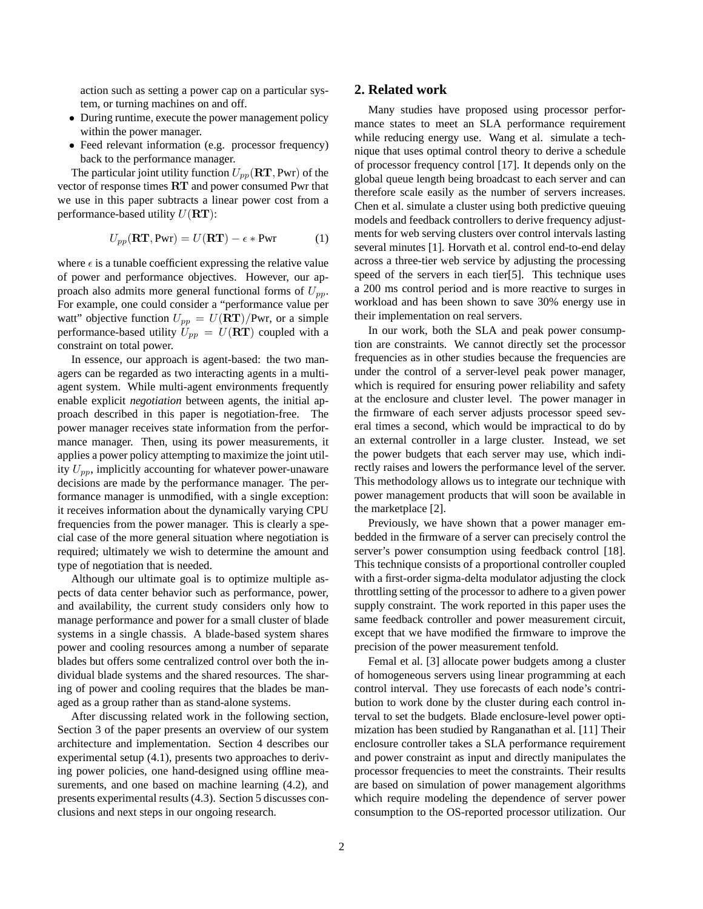action such as setting a power cap on a particular system, or turning machines on and off.

- During runtime, execute the power management policy within the power manager.
- Feed relevant information (e.g. processor frequency) back to the performance manager.

The particular joint utility function $U_{pp}(\mathbf{RT}, \text{Pwr})$ of the vector of response times $\mathbf{RT}$ and power consumed Pwr that we use in this paper subtracts a linear power cost from a performance-based utility $U(\mathbf{RT})$:

$$U_{pp}(\mathbf{RT}, \text{Pwr}) = U(\mathbf{RT}) - \epsilon * \text{Pwr} \tag{1}$$

where $\epsilon$ is a tunable coefficient expressing the relative value of power and performance objectives. However, our approach also admits more general functional forms of $U_{pp}$. For example, one could consider a "performance value per watt" objective function $U_{pp} = U(\mathbf{RT})/\text{Pwr}$, or a simple performance-based utility $U_{pp} = U(\mathbf{RT})$ coupled with a constraint on total power.

In essence, our approach is agent-based: the two managers can be regarded as two interacting agents in a multi-agent system. While multi-agent environments frequently enable explicit *negotiation* between agents, the initial approach described in this paper is negotiation-free. The power manager receives state information from the performance manager. Then, using its power measurements, it applies a power policy attempting to maximize the joint utility $U_{pp}$, implicitly accounting for whatever power-unaware decisions are made by the performance manager. The performance manager is unmodified, with a single exception: it receives information about the dynamically varying CPU frequencies from the power manager. This is clearly a special case of the more general situation where negotiation is required; ultimately we wish to determine the amount and type of negotiation that is needed.

Although our ultimate goal is to optimize multiple aspects of data center behavior such as performance, power, and availability, the current study considers only how to manage performance and power for a small cluster of blade systems in a single chassis. A blade-based system shares power and cooling resources among a number of separate blades but offers some centralized control over both the individual blade systems and the shared resources. The sharing of power and cooling requires that the blades be managed as a group rather than as stand-alone systems.

After discussing related work in the following section, Section 3 of the paper presents an overview of our system architecture and implementation. Section 4 describes our experimental setup (4.1), presents two approaches to deriving power policies, one hand-designed using offline measurements, and one based on machine learning (4.2), and presents experimental results (4.3). Section 5 discusses conclusions and next steps in our ongoing research.

## 2. Related work

Many studies have proposed using processor performance states to meet an SLA performance requirement while reducing energy use. Wang et al. simulate a technique that uses optimal control theory to derive a schedule of processor frequency control [17]. It depends only on the global queue length being broadcast to each server and can therefore scale easily as the number of servers increases. Chen et al. simulate a cluster using both predictive queuing models and feedback controllers to derive frequency adjustments for web serving clusters over control intervals lasting several minutes [1]. Horvath et al. control end-to-end delay across a three-tier web service by adjusting the processing speed of the servers in each tier[5]. This technique uses a 200 ms control period and is more reactive to surges in workload and has been shown to save 30% energy use in their implementation on real servers.

In our work, both the SLA and peak power consumption are constraints. We cannot directly set the processor frequencies as in other studies because the frequencies are under the control of a server-level peak power manager, which is required for ensuring power reliability and safety at the enclosure and cluster level. The power manager in the firmware of each server adjusts processor speed several times a second, which would be impractical to do by an external controller in a large cluster. Instead, we set the power budgets that each server may use, which indirectly raises and lowers the performance level of the server. This methodology allows us to integrate our technique with power management products that will soon be available in the marketplace [2].

Previously, we have shown that a power manager embedded in the firmware of a server can precisely control the server's power consumption using feedback control [18]. This technique consists of a proportional controller coupled with a first-order sigma-delta modulator adjusting the clock throttling setting of the processor to adhere to a given power supply constraint. The work reported in this paper uses the same feedback controller and power measurement circuit, except that we have modified the firmware to improve the precision of the power measurement tenfold.

Femal et al. [3] allocate power budgets among a cluster of homogeneous servers using linear programming at each control interval. They use forecasts of each node's contribution to work done by the cluster during each control interval to set the budgets. Blade enclosure-level power optimization has been studied by Ranganathan et al. [11] Their enclosure controller takes a SLA performance requirement and power constraint as input and directly manipulates the processor frequencies to meet the constraints. Their results are based on simulation of power management algorithms which require modeling the dependence of server power consumption to the OS-reported processor utilization. Our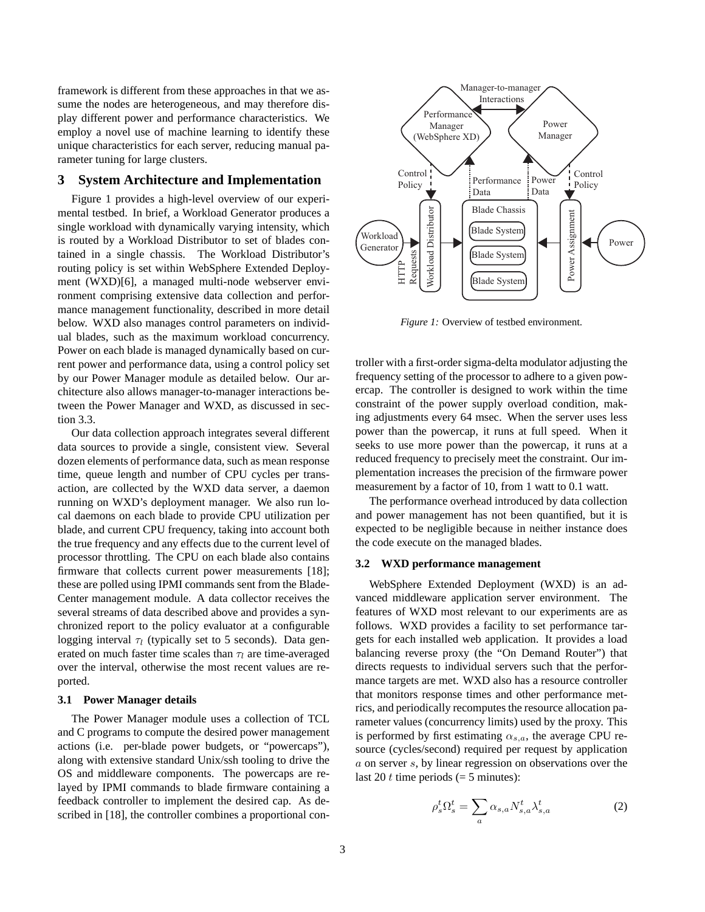framework is different from these approaches in that we assume the nodes are heterogeneous, and may therefore display different power and performance characteristics. We employ a novel use of machine learning to identify these unique characteristics for each server, reducing manual parameter tuning for large clusters.

## 3 System Architecture and Implementation

Figure 1 provides a high-level overview of our experimental testbed. In brief, a Workload Generator produces a single workload with dynamically varying intensity, which is routed by a Workload Distributor to set of blades contained in a single chassis. The Workload Distributor's routing policy is set within WebSphere Extended Deployment (WXD)[6], a managed multi-node webserver environment comprising extensive data collection and performance management functionality, described in more detail below. WXD also manages control parameters on individual blades, such as the maximum workload concurrency. Power on each blade is managed dynamically based on current power and performance data, using a control policy set by our Power Manager module as detailed below. Our architecture also allows manager-to-manager interactions between the Power Manager and WXD, as discussed in section 3.3.

Our data collection approach integrates several different data sources to provide a single, consistent view. Several dozen elements of performance data, such as mean response time, queue length and number of CPU cycles per transaction, are collected by the WXD data server, a daemon running on WXD's deployment manager. We also run local daemons on each blade to provide CPU utilization per blade, and current CPU frequency, taking into account both the true frequency and any effects due to the current level of processor throttling. The CPU on each blade also contains firmware that collects current power measurements [18]; these are polled using IPMI commands sent from the BladeCenter management module. A data collector receives the several streams of data described above and provides a synchronized report to the policy evaluator at a configurable logging interval $\tau_l$ (typically set to 5 seconds). Data generated on much faster time scales than $\tau_l$ are time-averaged over the interval, otherwise the most recent values are reported.

### 3.1 Power Manager details

The Power Manager module uses a collection of TCL and C programs to compute the desired power management actions (i.e. per-blade power budgets, or "powercaps"), along with extensive standard Unix/ssh tooling to drive the OS and middleware components. The powercaps are relayed by IPMI commands to blade firmware containing a feedback controller to implement the desired cap. As described in [18], the controller combines a proportional controller with a first-order sigma-delta modulator adjusting the frequency setting of the processor to adhere to a given powercap. The controller is designed to work within the time constraint of the power supply overload condition, making adjustments every 64 msec. When the server uses less power than the powercap, it runs at full speed. When it seeks to use more power than the powercap, it runs at a reduced frequency to precisely meet the constraint. Our implementation increases the precision of the firmware power measurement by a factor of 10, from 1 watt to 0.1 watt.

*Figure 1:* Overview of testbed environment.

The performance overhead introduced by data collection and power management has not been quantified, but it is expected to be negligible because in neither instance does the code execute on the managed blades.

### 3.2 WXD performance management

WebSphere Extended Deployment (WXD) is an advanced middleware application server environment. The features of WXD most relevant to our experiments are as follows. WXD provides a facility to set performance targets for each installed web application. It provides a load balancing reverse proxy (the "On Demand Router") that directs requests to individual servers such that the performance targets are met. WXD also has a resource controller that monitors response times and other performance metrics, and periodically recomputes the resource allocation parameter values (concurrency limits) used by the proxy. This is performed by first estimating $\alpha_{s,a}$, the average CPU resource (cycles/second) required per request by application $a$ on server $s$, by linear regression on observations over the last 20 $t$ time periods (= 5 minutes):

$$\rho_s^t \Omega_s^t = \sum_a \alpha_{s,a} N_{s,a}^t \lambda_{s,a}^t \tag{2}$$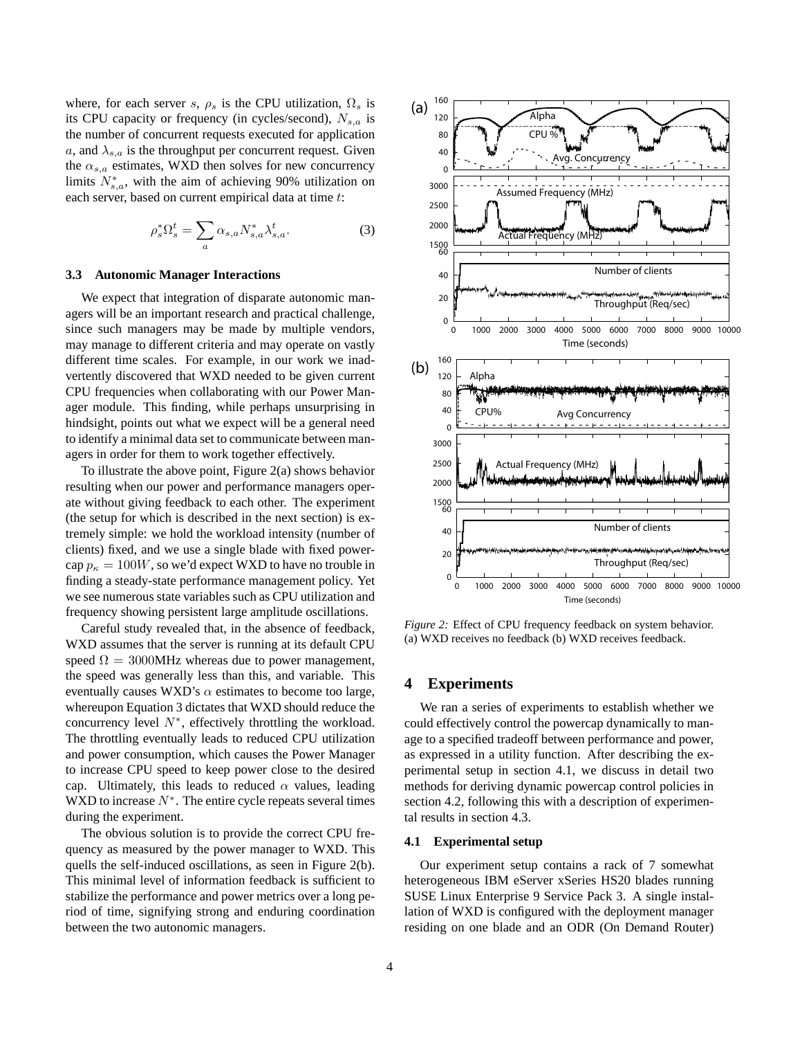where, for each server $s$, $\rho_s$ is the CPU utilization, $\Omega_s$ is its CPU capacity or frequency (in cycles/second), $N_{s,a}$ is the number of concurrent requests executed for application $a$, and $\lambda_{s,a}$ is the throughput per concurrent request. Given the $\alpha_{s,a}$ estimates, WXD then solves for new concurrency limits $N^*_{s,a}$, with the aim of achieving 90% utilization on each server, based on current empirical data at time $t$:

$$\rho^*_s \Omega^t_s = \sum_a \alpha_{s,a} N^*_{s,a} \lambda^t_{s,a}. \tag{3}$$

### 3.3 Autonomic Manager Interactions

We expect that integration of disparate autonomic managers will be an important research and practical challenge, since such managers may be made by multiple vendors, may manage to different criteria and may operate on vastly different time scales. For example, in our work we inadvertently discovered that WXD needed to be given current CPU frequencies when collaborating with our Power Manager module. This finding, while perhaps unsurprising in hindsight, points out what we expect will be a general need to identify a minimal data set to communicate between managers in order for them to work together effectively.

To illustrate the above point, Figure 2(a) shows behavior resulting when our power and performance managers operate without giving feedback to each other. The experiment (the setup for which is described in the next section) is extremely simple: we hold the workload intensity (number of clients) fixed, and we use a single blade with fixed powercap $p_\kappa = 100W$, so we'd expect WXD to have no trouble in finding a steady-state performance management policy. Yet we see numerous state variables such as CPU utilization and frequency showing persistent large amplitude oscillations.

Careful study revealed that, in the absence of feedback, WXD assumes that the server is running at its default CPU speed $\Omega = 3000$MHz whereas due to power management, the speed was generally less than this, and variable. This eventually causes WXD's $\alpha$ estimates to become too large, whereupon Equation 3 dictates that WXD should reduce the concurrency level $N^*$, effectively throttling the workload. The throttling eventually leads to reduced CPU utilization and power consumption, which causes the Power Manager to increase CPU speed to keep power close to the desired cap. Ultimately, this leads to reduced $\alpha$ values, leading WXD to increase $N^*$. The entire cycle repeats several times during the experiment.

The obvious solution is to provide the correct CPU frequency as measured by the power manager to WXD. This quells the self-induced oscillations, as seen in Figure 2(b). This minimal level of information feedback is sufficient to stabilize the performance and power metrics over a long period of time, signifying strong and enduring coordination between the two autonomic managers.

*Figure 2:* Effect of CPU frequency feedback on system behavior. (a) WXD receives no feedback (b) WXD receives feedback.

## 4 Experiments

We ran a series of experiments to establish whether we could effectively control the powercap dynamically to manage to a specified tradeoff between performance and power, as expressed in a utility function. After describing the experimental setup in section 4.1, we discuss in detail two methods for deriving dynamic powercap control policies in section 4.2, following this with a description of experimental results in section 4.3.

### 4.1 Experimental setup

Our experiment setup contains a rack of 7 somewhat heterogeneous IBM eServer xSeries HS20 blades running SUSE Linux Enterprise 9 Service Pack 3. A single installation of WXD is configured with the deployment manager residing on one blade and an ODR (On Demand Router)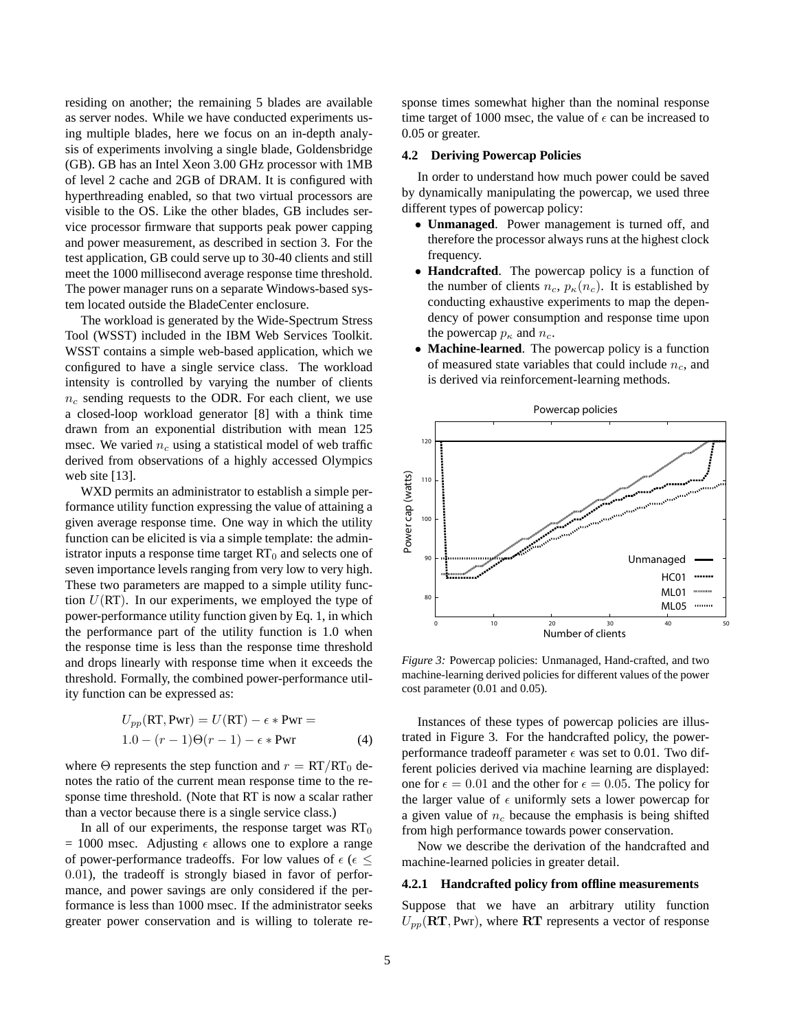residing on another; the remaining 5 blades are available as server nodes. While we have conducted experiments using multiple blades, here we focus on an in-depth analysis of experiments involving a single blade, Goldensbridge (GB). GB has an Intel Xeon 3.00 GHz processor with 1MB of level 2 cache and 2GB of DRAM. It is configured with hyperthreading enabled, so that two virtual processors are visible to the OS. Like the other blades, GB includes service processor firmware that supports peak power capping and power measurement, as described in section 3. For the test application, GB could serve up to 30-40 clients and still meet the 1000 millisecond average response time threshold. The power manager runs on a separate Windows-based system located outside the BladeCenter enclosure.

The workload is generated by the Wide-Spectrum Stress Tool (WSST) included in the IBM Web Services Toolkit. WSST contains a simple web-based application, which we configured to have a single service class. The workload intensity is controlled by varying the number of clients $n_c$ sending requests to the ODR. For each client, we use a closed-loop workload generator [8] with a think time drawn from an exponential distribution with mean 125 msec. We varied $n_c$ using a statistical model of web traffic derived from observations of a highly accessed Olympics web site [13].

WXD permits an administrator to establish a simple performance utility function expressing the value of attaining a given average response time. One way in which the utility function can be elicited is via a simple template: the administrator inputs a response time target $\mathrm{RT}_0$ and selects one of seven importance levels ranging from very low to very high. These two parameters are mapped to a simple utility function $U(\mathrm{RT})$. In our experiments, we employed the type of power-performance utility function given by Eq. 1, in which the performance part of the utility function is 1.0 when the response time is less than the response time threshold and drops linearly with response time when it exceeds the threshold. Formally, the combined power-performance utility function can be expressed as:

$$U_{pp}(\mathrm{RT}, \mathrm{Pwr}) = U(\mathrm{RT}) - \epsilon * \mathrm{Pwr} = \\ 1.0 - (r-1)\Theta(r-1) - \epsilon * \mathrm{Pwr} \quad (4)$$

where $\Theta$ represents the step function and $r = \mathrm{RT}/\mathrm{RT}_0$ denotes the ratio of the current mean response time to the response time threshold. (Note that RT is now a scalar rather than a vector because there is a single service class.)

In all of our experiments, the response target was $\mathrm{RT}_0$ = 1000 msec. Adjusting $\epsilon$ allows one to explore a range of power-performance tradeoffs. For low values of $\epsilon$ ($\epsilon \leq 0.01$), the tradeoff is strongly biased in favor of performance, and power savings are only considered if the performance is less than 1000 msec. If the administrator seeks greater power conservation and is willing to tolerate response times somewhat higher than the nominal response time target of 1000 msec, the value of $\epsilon$ can be increased to 0.05 or greater.

### 4.2 Deriving Powercap Policies

In order to understand how much power could be saved by dynamically manipulating the powercap, we used three different types of powercap policy:

- **Unmanaged**. Power management is turned off, and therefore the processor always runs at the highest clock frequency.
- **Handcrafted**. The powercap policy is a function of the number of clients $n_c$, $p_\kappa(n_c)$. It is established by conducting exhaustive experiments to map the dependency of power consumption and response time upon the powercap $p_\kappa$ and $n_c$.
- **Machine-learned**. The powercap policy is a function of measured state variables that could include $n_c$, and is derived via reinforcement-learning methods.

*Figure 3:* Powercap policies: Unmanaged, Hand-crafted, and two machine-learning derived policies for different values of the power cost parameter (0.01 and 0.05).

Instances of these types of powercap policies are illustrated in Figure 3. For the handcrafted policy, the power-performance tradeoff parameter $\epsilon$ was set to 0.01. Two different policies derived via machine learning are displayed: one for $\epsilon = 0.01$ and the other for $\epsilon = 0.05$. The policy for the larger value of $\epsilon$ uniformly sets a lower powercap for a given value of $n_c$ because the emphasis is being shifted from high performance towards power conservation.

Now we describe the derivation of the handcrafted and machine-learned policies in greater detail.

#### 4.2.1 Handcrafted policy from offline measurements

Suppose that we have an arbitrary utility function $U_{pp}(\mathbf{RT}, \mathrm{Pwr})$, where $\mathbf{RT}$ represents a vector of response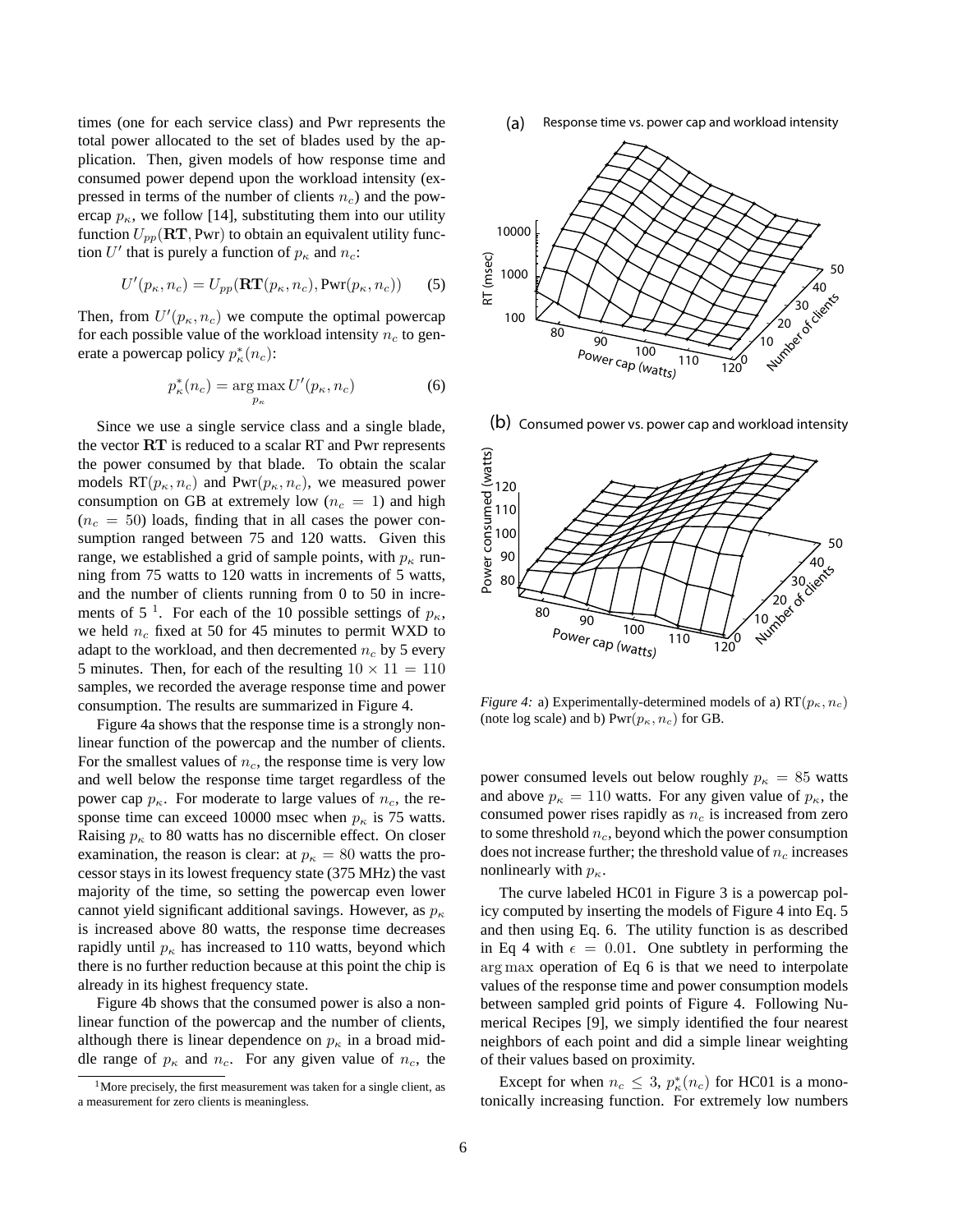times (one for each service class) and Pwr represents the total power allocated to the set of blades used by the application. Then, given models of how response time and consumed power depend upon the workload intensity (expressed in terms of the number of clients $n_c$) and the powercap $p_\kappa$, we follow [14], substituting them into our utility function $U_{pp}(\mathbf{RT}, \text{Pwr})$ to obtain an equivalent utility function $U'$ that is purely a function of $p_\kappa$ and $n_c$:

$$U'(p_\kappa, n_c) = U_{pp}(\mathbf{RT}(p_\kappa, n_c), \text{Pwr}(p_\kappa, n_c)) \quad (5)$$

Then, from $U'(p_\kappa, n_c)$ we compute the optimal powercap for each possible value of the workload intensity $n_c$ to generate a powercap policy $p^*_\kappa(n_c)$:

$$p^*_\kappa(n_c) = \arg\max_{p_\kappa} U'(p_\kappa, n_c) \quad (6)$$

Since we use a single service class and a single blade, the vector $\mathbf{RT}$ is reduced to a scalar RT and Pwr represents the power consumed by that blade. To obtain the scalar models $\text{RT}(p_\kappa, n_c)$ and $\text{Pwr}(p_\kappa, n_c)$, we measured power consumption on GB at extremely low ($n_c = 1$) and high ($n_c = 50$) loads, finding that in all cases the power consumption ranged between 75 and 120 watts. Given this range, we established a grid of sample points, with $p_\kappa$ running from 75 watts to 120 watts in increments of 5 watts, and the number of clients running from 0 to 50 in increments of 5 [1]. For each of the 10 possible settings of $p_\kappa$, we held $n_c$ fixed at 50 for 45 minutes to permit WXD to adapt to the workload, and then decremented $n_c$ by 5 every 5 minutes. Then, for each of the resulting $10 \times 11 = 110$ samples, we recorded the average response time and power consumption. The results are summarized in Figure 4.

Figure 4a shows that the response time is a strongly nonlinear function of the powercap and the number of clients. For the smallest values of $n_c$, the response time is very low and well below the response time target regardless of the power cap $p_\kappa$. For moderate to large values of $n_c$, the response time can exceed 10000 msec when $p_\kappa$ is 75 watts. Raising $p_\kappa$ to 80 watts has no discernible effect. On closer examination, the reason is clear: at $p_\kappa = 80$ watts the processor stays in its lowest frequency state (375 MHz) the vast majority of the time, so setting the powercap even lower cannot yield significant additional savings. However, as $p_\kappa$ is increased above 80 watts, the response time decreases rapidly until $p_\kappa$ has increased to 110 watts, beyond which there is no further reduction because at this point the chip is already in its highest frequency state.

Figure 4b shows that the consumed power is also a nonlinear function of the powercap and the number of clients, although there is linear dependence on $p_\kappa$ in a broad middle range of $p_\kappa$ and $n_c$. For any given value of $n_c$, the power consumed levels out below roughly $p_\kappa = 85$ watts and above $p_\kappa = 110$ watts. For any given value of $p_\kappa$, the consumed power rises rapidly as $n_c$ is increased from zero to some threshold $n_c$, beyond which the power consumption does not increase further; the threshold value of $n_c$ increases nonlinearly with $p_\kappa$.

*Figure 4:* a) Experimentally-determined models of a) $\text{RT}(p_\kappa, n_c)$ (note log scale) and b) $\text{Pwr}(p_\kappa, n_c)$ for GB.

The curve labeled HC01 in Figure 3 is a powercap policy computed by inserting the models of Figure 4 into Eq. 5 and then using Eq. 6. The utility function is as described in Eq 4 with $\epsilon = 0.01$. One subtlety in performing the $\arg\max$ operation of Eq 6 is that we need to interpolate values of the response time and power consumption models between sampled grid points of Figure 4. Following Numerical Recipes [9], we simply identified the four nearest neighbors of each point and did a simple linear weighting of their values based on proximity.

Except for when $n_c \leq 3$, $p^*_\kappa(n_c)$ for HC01 is a monotonically increasing function. For extremely low numbers

[1] More precisely, the first measurement was taken for a single client, as a measurement for zero clients is meaningless.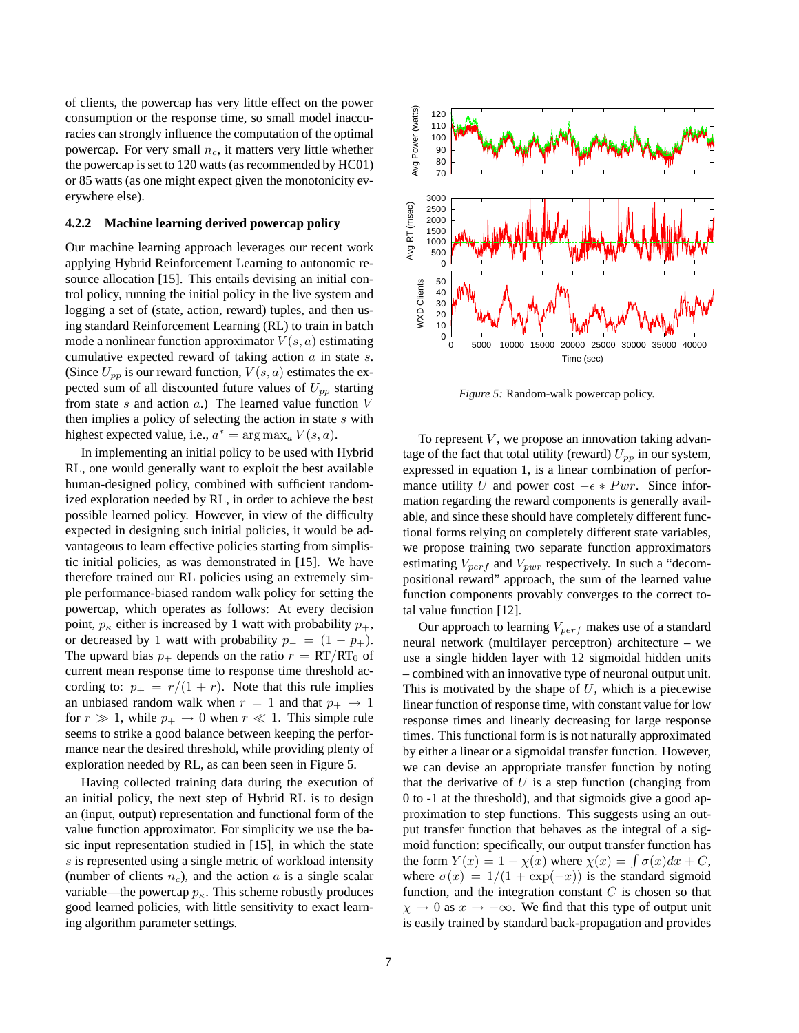of clients, the powercap has very little effect on the power consumption or the response time, so small model inaccuracies can strongly influence the computation of the optimal powercap. For very small $n_c$, it matters very little whether the powercap is set to 120 watts (as recommended by HC01) or 85 watts (as one might expect given the monotonicity everywhere else).

### 4.2.2 Machine learning derived powercap policy

Our machine learning approach leverages our recent work applying Hybrid Reinforcement Learning to autonomic resource allocation [15]. This entails devising an initial control policy, running the initial policy in the live system and logging a set of (state, action, reward) tuples, and then using standard Reinforcement Learning (RL) to train in batch mode a nonlinear function approximator $V(s, a)$ estimating cumulative expected reward of taking action $a$ in state $s$. (Since $U_{pp}$ is our reward function, $V(s, a)$ estimates the expected sum of all discounted future values of $U_{pp}$ starting from state $s$ and action $a$.) The learned value function $V$ then implies a policy of selecting the action in state $s$ with highest expected value, i.e., $a^* = \arg\max_a V(s, a)$.

In implementing an initial policy to be used with Hybrid RL, one would generally want to exploit the best available human-designed policy, combined with sufficient randomized exploration needed by RL, in order to achieve the best possible learned policy. However, in view of the difficulty expected in designing such initial policies, it would be advantageous to learn effective policies starting from simplistic initial policies, as was demonstrated in [15]. We have therefore trained our RL policies using an extremely simple performance-biased random walk policy for setting the powercap, which operates as follows: At every decision point, $p_\kappa$ either is increased by 1 watt with probability $p_+$, or decreased by 1 watt with probability $p_- = (1 - p_+)$. The upward bias $p_+$ depends on the ratio $r = \mathrm{RT}/\mathrm{RT}_0$ of current mean response time to response time threshold according to: $p_+ = r/(1 + r)$. Note that this rule implies an unbiased random walk when $r = 1$ and that $p_+ \to 1$ for $r \gg 1$, while $p_+ \to 0$ when $r \ll 1$. This simple rule seems to strike a good balance between keeping the performance near the desired threshold, while providing plenty of exploration needed by RL, as can been seen in Figure 5.

Having collected training data during the execution of an initial policy, the next step of Hybrid RL is to design an (input, output) representation and functional form of the value function approximator. For simplicity we use the basic input representation studied in [15], in which the state $s$ is represented using a single metric of workload intensity (number of clients $n_c$), and the action $a$ is a single scalar variable—the powercap $p_\kappa$. This scheme robustly produces good learned policies, with little sensitivity to exact learning algorithm parameter settings.

*Figure 5:* Random-walk powercap policy.

To represent $V$, we propose an innovation taking advantage of the fact that total utility (reward) $U_{pp}$ in our system, expressed in equation 1, is a linear combination of performance utility $U$ and power cost $-\epsilon * Pwr$. Since information regarding the reward components is generally available, and since these should have completely different functional forms relying on completely different state variables, we propose training two separate function approximators estimating $V_{perf}$ and $V_{pwr}$ respectively. In such a "decompositional reward" approach, the sum of the learned value function components provably converges to the correct total value function [12].

Our approach to learning $V_{perf}$ makes use of a standard neural network (multilayer perceptron) architecture – we use a single hidden layer with 12 sigmoidal hidden units – combined with an innovative type of neuronal output unit. This is motivated by the shape of $U$, which is a piecewise linear function of response time, with constant value for low response times and linearly decreasing for large response times. This functional form is not naturally approximated by either a linear or a sigmoidal transfer function. However, we can devise an appropriate transfer function by noting that the derivative of $U$ is a step function (changing from 0 to -1 at the threshold), and that sigmoids give a good approximation to step functions. This suggests using an output transfer function that behaves as the integral of a sigmoid function: specifically, our output transfer function has the form $Y(x) = 1 - \chi(x)$ where $\chi(x) = \int \sigma(x)dx + C$, where $\sigma(x) = 1/(1 + \exp(-x))$ is the standard sigmoid function, and the integration constant $C$ is chosen so that $\chi \to 0$ as $x \to -\infty$. We find that this type of output unit is easily trained by standard back-propagation and provides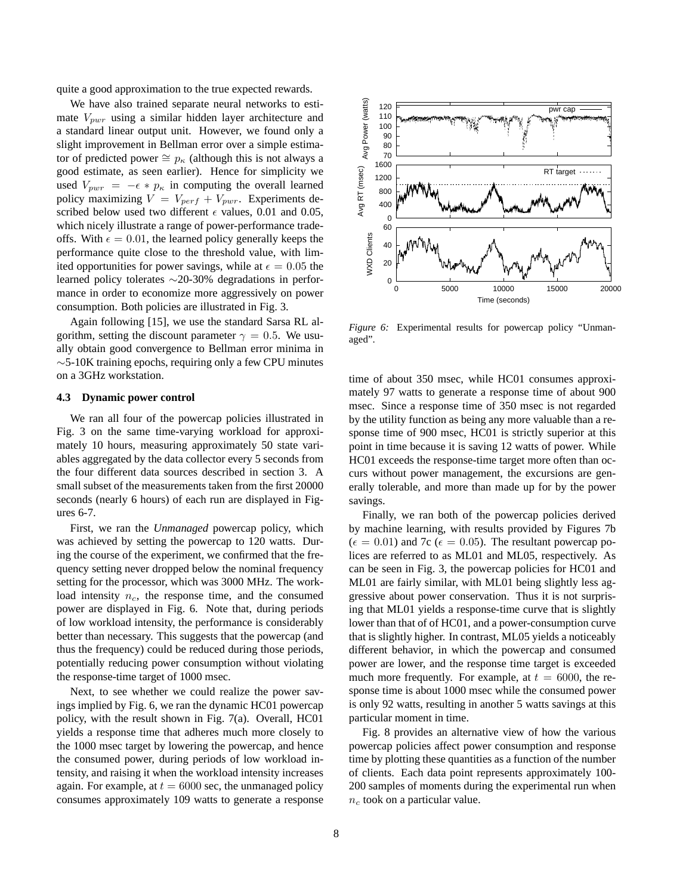quite a good approximation to the true expected rewards.

We have also trained separate neural networks to estimate $V_{pwr}$ using a similar hidden layer architecture and a standard linear output unit. However, we found only a slight improvement in Bellman error over a simple estimator of predicted power $\cong p_\kappa$ (although this is not always a good estimate, as seen earlier). Hence for simplicity we used $V_{pwr} = -\epsilon * p_\kappa$ in computing the overall learned policy maximizing $V = V_{perf} + V_{pwr}$. Experiments described below used two different $\epsilon$ values, 0.01 and 0.05, which nicely illustrate a range of power-performance tradeoffs. With $\epsilon = 0.01$, the learned policy generally keeps the performance quite close to the threshold value, with limited opportunities for power savings, while at $\epsilon = 0.05$ the learned policy tolerates ∼20-30% degradations in performance in order to economize more aggressively on power consumption. Both policies are illustrated in Fig. 3.

Again following [15], we use the standard Sarsa RL algorithm, setting the discount parameter $\gamma = 0.5$. We usually obtain good convergence to Bellman error minima in ∼5-10K training epochs, requiring only a few CPU minutes on a 3GHz workstation.

### 4.3 Dynamic power control

We ran all four of the powercap policies illustrated in Fig. 3 on the same time-varying workload for approximately 10 hours, measuring approximately 50 state variables aggregated by the data collector every 5 seconds from the four different data sources described in section 3. A small subset of the measurements taken from the first 20000 seconds (nearly 6 hours) of each run are displayed in Figures 6-7.

First, we ran the *Unmanaged* powercap policy, which was achieved by setting the powercap to 120 watts. During the course of the experiment, we confirmed that the frequency setting never dropped below the nominal frequency setting for the processor, which was 3000 MHz. The workload intensity $n_c$, the response time, and the consumed power are displayed in Fig. 6. Note that, during periods of low workload intensity, the performance is considerably better than necessary. This suggests that the powercap (and thus the frequency) could be reduced during those periods, potentially reducing power consumption without violating the response-time target of 1000 msec.

Next, to see whether we could realize the power savings implied by Fig. 6, we ran the dynamic HC01 powercap policy, with the result shown in Fig. 7(a). Overall, HC01 yields a response time that adheres much more closely to the 1000 msec target by lowering the powercap, and hence the consumed power, during periods of low workload intensity, and raising it when the workload intensity increases again. For example, at $t = 6000$ sec, the unmanaged policy consumes approximately 109 watts to generate a response time of about 350 msec, while HC01 consumes approximately 97 watts to generate a response time of about 900 msec. Since a response time of 350 msec is not regarded by the utility function as being any more valuable than a response time of 900 msec, HC01 is strictly superior at this point in time because it is saving 12 watts of power. While HC01 exceeds the response-time target more often than occurs without power management, the excursions are generally tolerable, and more than made up for by the power savings.

*Figure 6:* Experimental results for powercap policy "Unmanaged".

Finally, we ran both of the powercap policies derived by machine learning, with results provided by Figures 7b ($\epsilon = 0.01$) and 7c ($\epsilon = 0.05$). The resultant powercap polices are referred to as ML01 and ML05, respectively. As can be seen in Fig. 3, the powercap policies for HC01 and ML01 are fairly similar, with ML01 being slightly less aggressive about power conservation. Thus it is not surprising that ML01 yields a response-time curve that is slightly lower than that of of HC01, and a power-consumption curve that is slightly higher. In contrast, ML05 yields a noticeably different behavior, in which the powercap and consumed power are lower, and the response time target is exceeded much more frequently. For example, at $t = 6000$, the response time is about 1000 msec while the consumed power is only 92 watts, resulting in another 5 watts savings at this particular moment in time.

Fig. 8 provides an alternative view of how the various powercap policies affect power consumption and response time by plotting these quantities as a function of the number of clients. Each data point represents approximately 100-200 samples of moments during the experimental run when $n_c$ took on a particular value.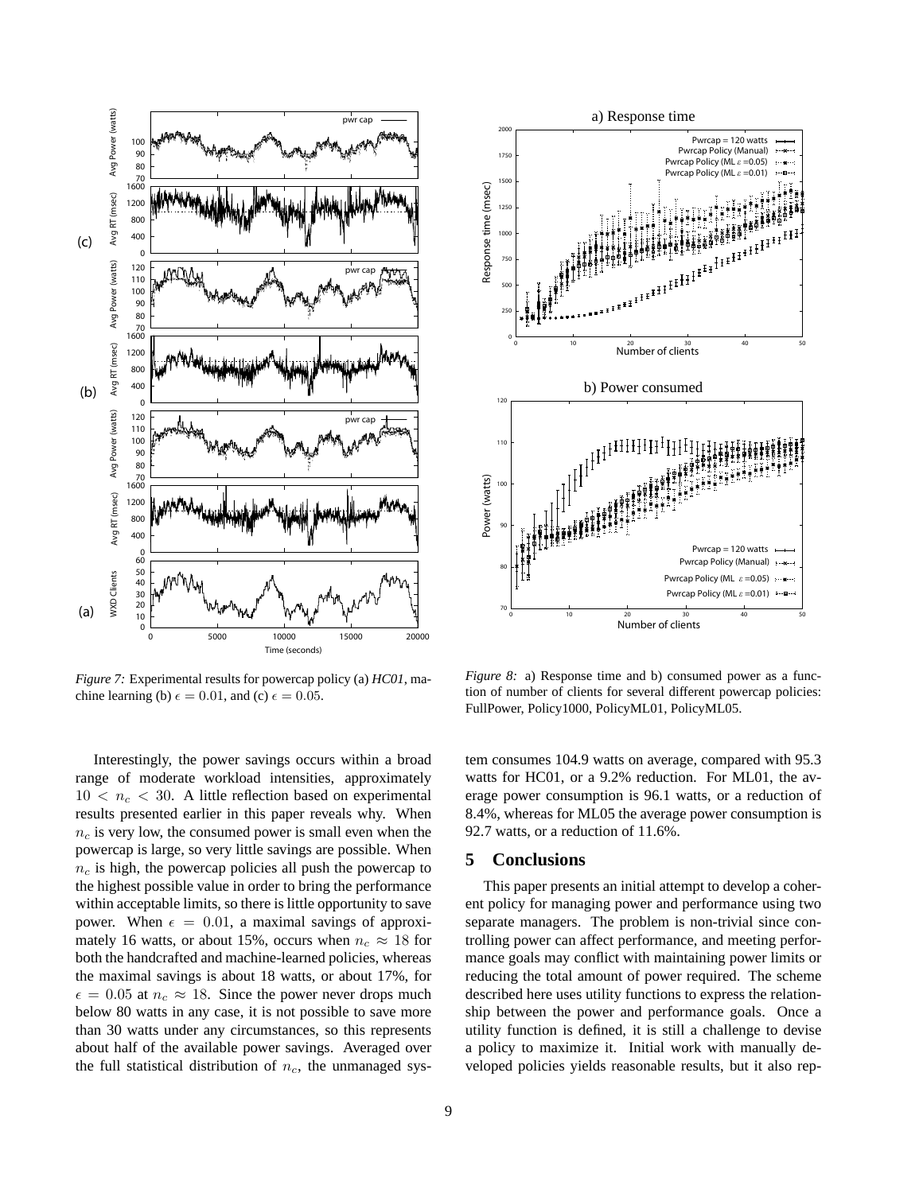*Figure 7:* Experimental results for powercap policy (a) *HC01*, machine learning (b) $\epsilon = 0.01$, and (c) $\epsilon = 0.05$.

*Figure 8:* a) Response time and b) consumed power as a function of number of clients for several different powercap policies: FullPower, Policy1000, PolicyML01, PolicyML05.

Interestingly, the power savings occurs within a broad range of moderate workload intensities, approximately $10 < n_c < 30$. A little reflection based on experimental results presented earlier in this paper reveals why. When $n_c$ is very low, the consumed power is small even when the powercap is large, so very little savings are possible. When $n_c$ is high, the powercap policies all push the powercap to the highest possible value in order to bring the performance within acceptable limits, so there is little opportunity to save power. When $\epsilon = 0.01$, a maximal savings of approximately 16 watts, or about 15%, occurs when $n_c \approx 18$ for both the handcrafted and machine-learned policies, whereas the maximal savings is about 18 watts, or about 17%, for $\epsilon = 0.05$ at $n_c \approx 18$. Since the power never drops much below 80 watts in any case, it is not possible to save more than 30 watts under any circumstances, so this represents about half of the available power savings. Averaged over the full statistical distribution of $n_c$, the unmanaged system consumes 104.9 watts on average, compared with 95.3 watts for HC01, or a 9.2% reduction. For ML01, the average power consumption is 96.1 watts, or a reduction of 8.4%, whereas for ML05 the average power consumption is 92.7 watts, or a reduction of 11.6%.

## 5 Conclusions

This paper presents an initial attempt to develop a coherent policy for managing power and performance using two separate managers. The problem is non-trivial since controlling power can affect performance, and meeting performance goals may conflict with maintaining power limits or reducing the total amount of power required. The scheme described here uses utility functions to express the relationship between the power and performance goals. Once a utility function is defined, it is still a challenge to devise a policy to maximize it. Initial work with manually developed policies yields reasonable results, but it also rep-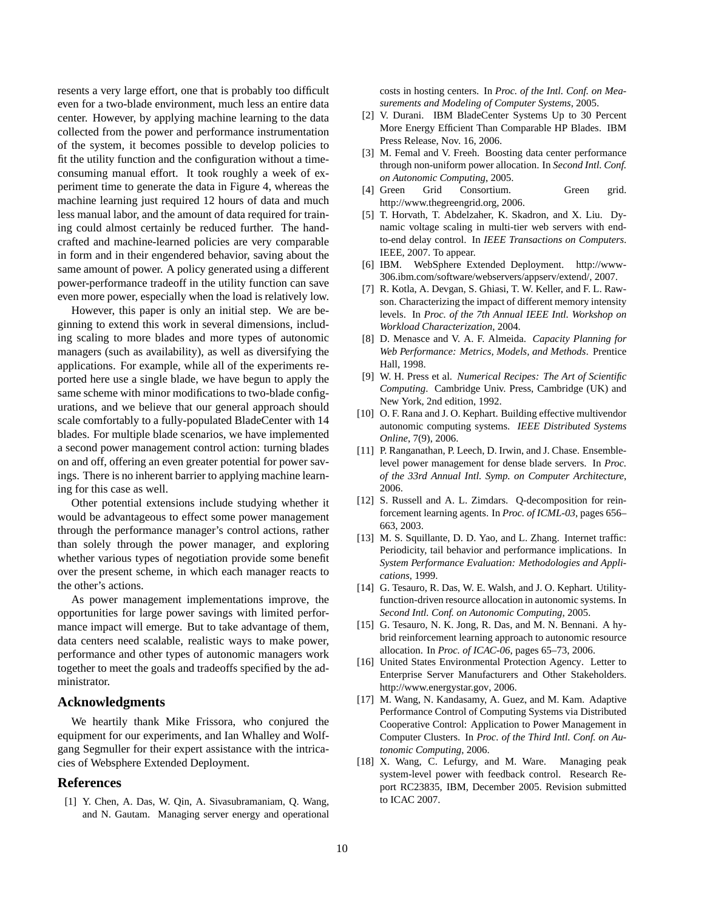resents a very large effort, one that is probably too difficult even for a two-blade environment, much less an entire data center. However, by applying machine learning to the data collected from the power and performance instrumentation of the system, it becomes possible to develop policies to fit the utility function and the configuration without a time-consuming manual effort. It took roughly a week of experiment time to generate the data in Figure 4, whereas the machine learning just required 12 hours of data and much less manual labor, and the amount of data required for training could almost certainly be reduced further. The hand-crafted and machine-learned policies are very comparable in form and in their engendered behavior, saving about the same amount of power. A policy generated using a different power-performance tradeoff in the utility function can save even more power, especially when the load is relatively low.

However, this paper is only an initial step. We are beginning to extend this work in several dimensions, including scaling to more blades and more types of autonomic managers (such as availability), as well as diversifying the applications. For example, while all of the experiments reported here use a single blade, we have begun to apply the same scheme with minor modifications to two-blade configurations, and we believe that our general approach should scale comfortably to a fully-populated BladeCenter with 14 blades. For multiple blade scenarios, we have implemented a second power management control action: turning blades on and off, offering an even greater potential for power savings. There is no inherent barrier to applying machine learning for this case as well.

Other potential extensions include studying whether it would be advantageous to effect some power management through the performance manager's control actions, rather than solely through the power manager, and exploring whether various types of negotiation provide some benefit over the present scheme, in which each manager reacts to the other's actions.

As power management implementations improve, the opportunities for large power savings with limited performance impact will emerge. But to take advantage of them, data centers need scalable, realistic ways to make power, performance and other types of autonomic managers work together to meet the goals and tradeoffs specified by the administrator.

## Acknowledgments

We heartily thank Mike Frissora, who conjured the equipment for our experiments, and Ian Whalley and Wolfgang Segmuller for their expert assistance with the intricacies of Websphere Extended Deployment.

## References

[1] Y. Chen, A. Das, W. Qin, A. Sivasubramaniam, Q. Wang, and N. Gautam. Managing server energy and operational costs in hosting centers. In *Proc. of the Intl. Conf. on Measurements and Modeling of Computer Systems*, 2005.

[2] V. Durani. IBM BladeCenter Systems Up to 30 Percent More Energy Efficient Than Comparable HP Blades. IBM Press Release, Nov. 16, 2006.

[3] M. Femal and V. Freeh. Boosting data center performance through non-uniform power allocation. In *Second Intl. Conf. on Autonomic Computing*, 2005.

[4] Green Grid Consortium. Green grid. http://www.thegreengrid.org, 2006.

[5] T. Horvath, T. Abdelzaher, K. Skadron, and X. Liu. Dynamic voltage scaling in multi-tier web servers with end-to-end delay control. In *IEEE Transactions on Computers*. IEEE, 2007. To appear.

[6] IBM. WebSphere Extended Deployment. http://www-306.ibm.com/software/webservers/appserv/extend/, 2007.

[7] R. Kotla, A. Devgan, S. Ghiasi, T. W. Keller, and F. L. Rawson. Characterizing the impact of different memory intensity levels. In *Proc. of the 7th Annual IEEE Intl. Workshop on Workload Characterization*, 2004.

[8] D. Menasce and V. A. F. Almeida. *Capacity Planning for Web Performance: Metrics, Models, and Methods*. Prentice Hall, 1998.

[9] W. H. Press et al. *Numerical Recipes: The Art of Scientific Computing*. Cambridge Univ. Press, Cambridge (UK) and New York, 2nd edition, 1992.

[10] O. F. Rana and J. O. Kephart. Building effective multivendor autonomic computing systems. *IEEE Distributed Systems Online*, 7(9), 2006.

[11] P. Ranganathan, P. Leech, D. Irwin, and J. Chase. Ensemble-level power management for dense blade servers. In *Proc. of the 33rd Annual Intl. Symp. on Computer Architecture*, 2006.

[12] S. Russell and A. L. Zimdars. Q-decomposition for reinforcement learning agents. In *Proc. of ICML-03*, pages 656–663, 2003.

[13] M. S. Squillante, D. D. Yao, and L. Zhang. Internet traffic: Periodicity, tail behavior and performance implications. In *System Performance Evaluation: Methodologies and Applications*, 1999.

[14] G. Tesauro, R. Das, W. E. Walsh, and J. O. Kephart. Utility-function-driven resource allocation in autonomic systems. In *Second Intl. Conf. on Autonomic Computing*, 2005.

[15] G. Tesauro, N. K. Jong, R. Das, and M. N. Bennani. A hybrid reinforcement learning approach to autonomic resource allocation. In *Proc. of ICAC-06*, pages 65–73, 2006.

[16] United States Environmental Protection Agency. Letter to Enterprise Server Manufacturers and Other Stakeholders. http://www.energystar.gov, 2006.

[17] M. Wang, N. Kandasamy, A. Guez, and M. Kam. Adaptive Performance Control of Computing Systems via Distributed Cooperative Control: Application to Power Management in Computer Clusters. In *Proc. of the Third Intl. Conf. on Autonomic Computing*, 2006.

[18] X. Wang, C. Lefurgy, and M. Ware. Managing peak system-level power with feedback control. Research Report RC23835, IBM, December 2005. Revision submitted to ICAC 2007.